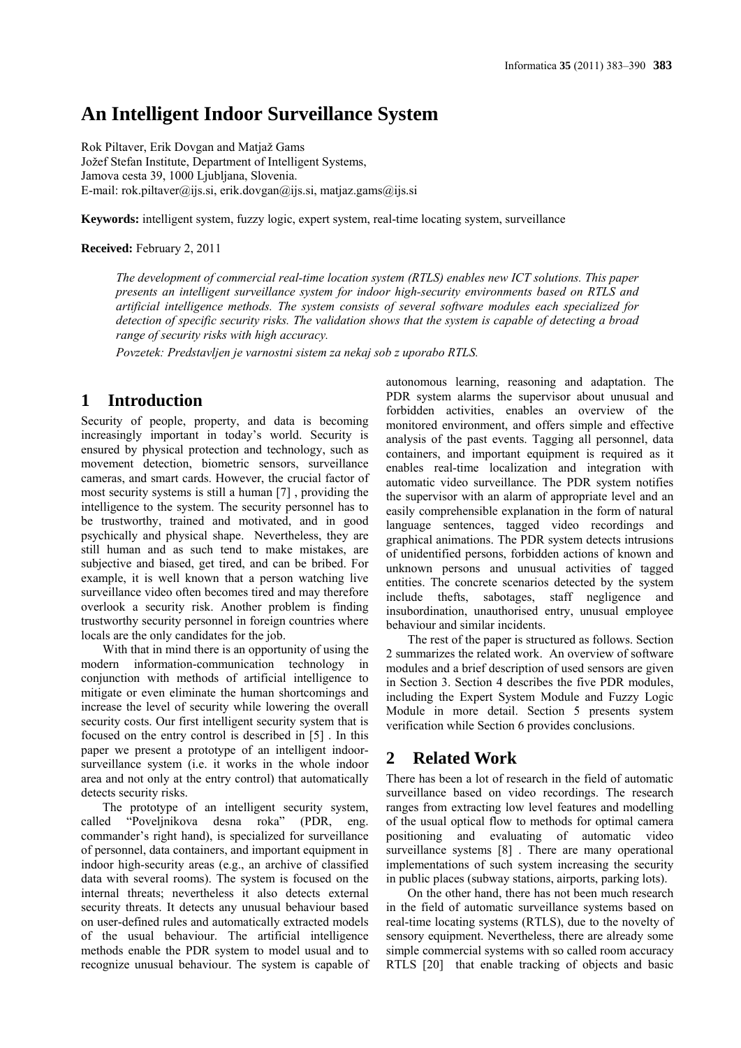# An Intelligent Indoor Surveillance System

Rok Piltaver, Erik Dovgan and Matjaž Gams
Jožef Stefan Institute, Department of Intelligent Systems,
Jamova cesta 39, 1000 Ljubljana, Slovenia.
E-mail: rok.piltaver@ijs.si, erik.dovgan@ijs.si, matjaz.gams@ijs.si

**Keywords:** intelligent system, fuzzy logic, expert system, real-time locating system, surveillance

**Received:** February 2, 2011

*The development of commercial real-time location system (RTLS) enables new ICT solutions. This paper presents an intelligent surveillance system for indoor high-security environments based on RTLS and artificial intelligence methods. The system consists of several software modules each specialized for detection of specific security risks. The validation shows that the system is capable of detecting a broad range of security risks with high accuracy.*

*Povzetek: Predstavljen je varnostni sistem za nekaj sob z uporabo RTLS.*

## 1 Introduction

Security of people, property, and data is becoming increasingly important in today's world. Security is ensured by physical protection and technology, such as movement detection, biometric sensors, surveillance cameras, and smart cards. However, the crucial factor of most security systems is still a human [7] , providing the intelligence to the system. The security personnel has to be trustworthy, trained and motivated, and in good psychically and physical shape. Nevertheless, they are still human and as such tend to make mistakes, are subjective and biased, get tired, and can be bribed. For example, it is well known that a person watching live surveillance video often becomes tired and may therefore overlook a security risk. Another problem is finding trustworthy security personnel in foreign countries where locals are the only candidates for the job.

With that in mind there is an opportunity of using the modern information-communication technology in conjunction with methods of artificial intelligence to mitigate or even eliminate the human shortcomings and increase the level of security while lowering the overall security costs. Our first intelligent security system that is focused on the entry control is described in [5] . In this paper we present a prototype of an intelligent indoor-surveillance system (i.e. it works in the whole indoor area and not only at the entry control) that automatically detects security risks.

The prototype of an intelligent security system, called "Poveljnikova desna roka" (PDR, eng. commander's right hand), is specialized for surveillance of personnel, data containers, and important equipment in indoor high-security areas (e.g., an archive of classified data with several rooms). The system is focused on the internal threats; nevertheless it also detects external security threats. It detects any unusual behaviour based on user-defined rules and automatically extracted models of the usual behaviour. The artificial intelligence methods enable the PDR system to model usual and to recognize unusual behaviour. The system is capable of autonomous learning, reasoning and adaptation. The PDR system alarms the supervisor about unusual and forbidden activities, enables an overview of the monitored environment, and offers simple and effective analysis of the past events. Tagging all personnel, data containers, and important equipment is required as it enables real-time localization and integration with automatic video surveillance. The PDR system notifies the supervisor with an alarm of appropriate level and an easily comprehensible explanation in the form of natural language sentences, tagged video recordings and graphical animations. The PDR system detects intrusions of unidentified persons, forbidden actions of known and unknown persons and unusual activities of tagged entities. The concrete scenarios detected by the system include thefts, sabotages, staff negligence and insubordination, unauthorised entry, unusual employee behaviour and similar incidents.

The rest of the paper is structured as follows. Section 2 summarizes the related work. An overview of software modules and a brief description of used sensors are given in Section 3. Section 4 describes the five PDR modules, including the Expert System Module and Fuzzy Logic Module in more detail. Section 5 presents system verification while Section 6 provides conclusions.

## 2 Related Work

There has been a lot of research in the field of automatic surveillance based on video recordings. The research ranges from extracting low level features and modelling of the usual optical flow to methods for optimal camera positioning and evaluating of automatic video surveillance systems [8] . There are many operational implementations of such system increasing the security in public places (subway stations, airports, parking lots).

On the other hand, there has not been much research in the field of automatic surveillance systems based on real-time locating systems (RTLS), due to the novelty of sensory equipment. Nevertheless, there are already some simple commercial systems with so called room accuracy RTLS [20] that enable tracking of objects and basic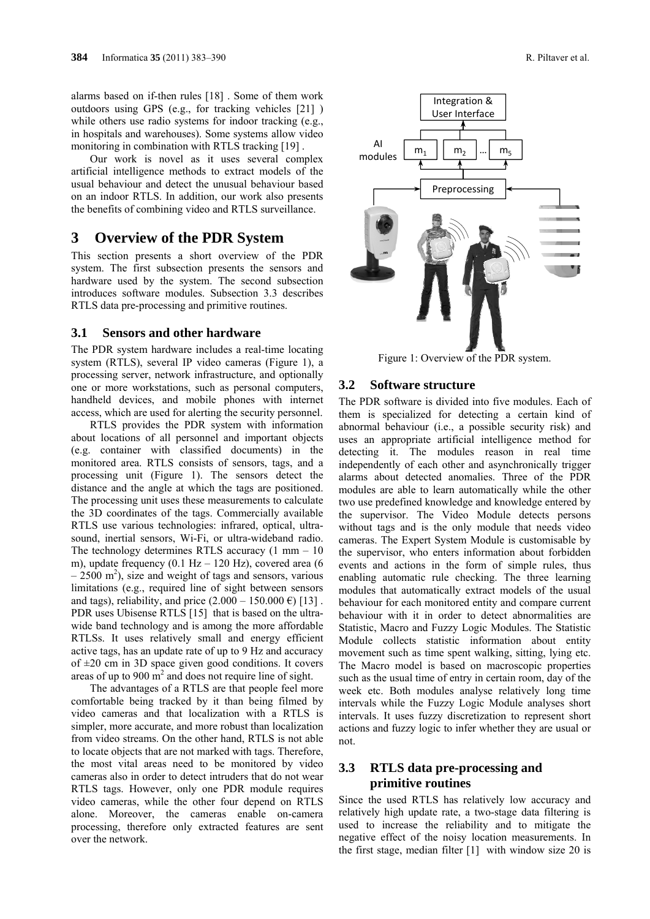alarms based on if-then rules [18] . Some of them work outdoors using GPS (e.g., for tracking vehicles [21] ) while others use radio systems for indoor tracking (e.g., in hospitals and warehouses). Some systems allow video monitoring in combination with RTLS tracking [19] .

Our work is novel as it uses several complex artificial intelligence methods to extract models of the usual behaviour and detect the unusual behaviour based on an indoor RTLS. In addition, our work also presents the benefits of combining video and RTLS surveillance.

# 3 Overview of the PDR System

This section presents a short overview of the PDR system. The first subsection presents the sensors and hardware used by the system. The second subsection introduces software modules. Subsection 3.3 describes RTLS data pre-processing and primitive routines.

## 3.1 Sensors and other hardware

The PDR system hardware includes a real-time locating system (RTLS), several IP video cameras (Figure 1), a processing server, network infrastructure, and optionally one or more workstations, such as personal computers, handheld devices, and mobile phones with internet access, which are used for alerting the security personnel.

RTLS provides the PDR system with information about locations of all personnel and important objects (e.g. container with classified documents) in the monitored area. RTLS consists of sensors, tags, and a processing unit (Figure 1). The sensors detect the distance and the angle at which the tags are positioned. The processing unit uses these measurements to calculate the 3D coordinates of the tags. Commercially available RTLS use various technologies: infrared, optical, ultra-sound, inertial sensors, Wi-Fi, or ultra-wideband radio. The technology determines RTLS accuracy (1 mm – 10 m), update frequency (0.1 Hz – 120 Hz), covered area (6 – 2500 m$^2$), size and weight of tags and sensors, various limitations (e.g., required line of sight between sensors and tags), reliability, and price (2.000 – 150.000 €) [13] . PDR uses Ubisense RTLS [15] that is based on the ultra-wide band technology and is among the more affordable RTLSs. It uses relatively small and energy efficient active tags, has an update rate of up to 9 Hz and accuracy of ±20 cm in 3D space given good conditions. It covers areas of up to 900 m$^2$ and does not require line of sight.

The advantages of a RTLS are that people feel more comfortable being tracked by it than being filmed by video cameras and that localization with a RTLS is simpler, more accurate, and more robust than localization from video streams. On the other hand, RTLS is not able to locate objects that are not marked with tags. Therefore, the most vital areas need to be monitored by video cameras also in order to detect intruders that do not wear RTLS tags. However, only one PDR module requires video cameras, while the other four depend on RTLS alone. Moreover, the cameras enable on-camera processing, therefore only extracted features are sent over the network.

Figure 1: Overview of the PDR system.

## 3.2 Software structure

The PDR software is divided into five modules. Each of them is specialized for detecting a certain kind of abnormal behaviour (i.e., a possible security risk) and uses an appropriate artificial intelligence method for detecting it. The modules reason in real time independently of each other and asynchronically trigger alarms about detected anomalies. Three of the PDR modules are able to learn automatically while the other two use predefined knowledge and knowledge entered by the supervisor. The Video Module detects persons without tags and is the only module that needs video cameras. The Expert System Module is customisable by the supervisor, who enters information about forbidden events and actions in the form of simple rules, thus enabling automatic rule checking. The three learning modules that automatically extract models of the usual behaviour for each monitored entity and compare current behaviour with it in order to detect abnormalities are Statistic, Macro and Fuzzy Logic Modules. The Statistic Module collects statistic information about entity movement such as time spent walking, sitting, lying etc. The Macro model is based on macroscopic properties such as the usual time of entry in certain room, day of the week etc. Both modules analyse relatively long time intervals while the Fuzzy Logic Module analyses short intervals. It uses fuzzy discretization to represent short actions and fuzzy logic to infer whether they are usual or not.

## 3.3 RTLS data pre-processing and primitive routines

Since the used RTLS has relatively low accuracy and relatively high update rate, a two-stage data filtering is used to increase the reliability and to mitigate the negative effect of the noisy location measurements. In the first stage, median filter [1] with window size 20 is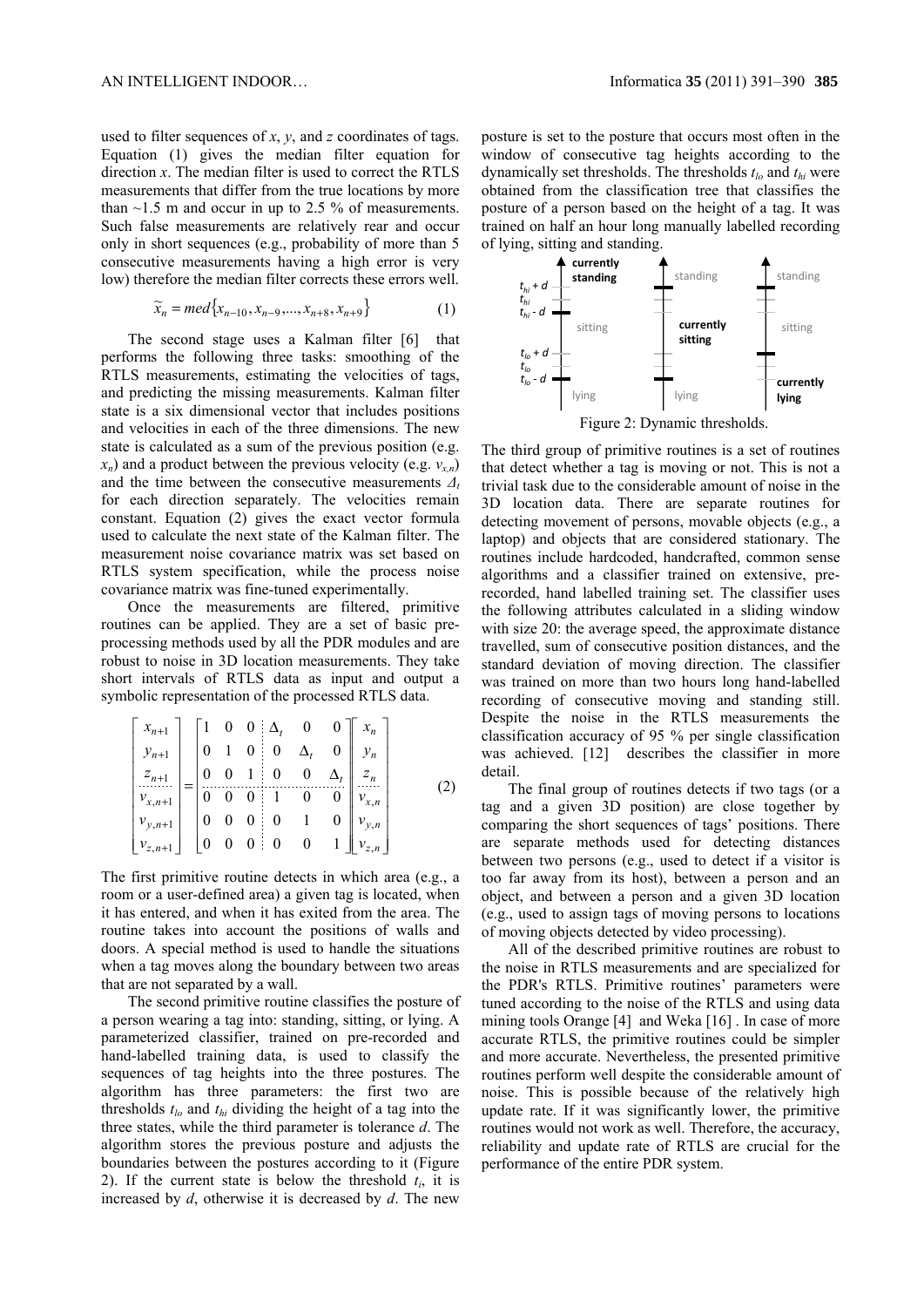used to filter sequences of *x*, *y*, and *z* coordinates of tags. Equation (1) gives the median filter equation for direction *x*. The median filter is used to correct the RTLS measurements that differ from the true locations by more than ~1.5 m and occur in up to 2.5 % of measurements. Such false measurements are relatively rear and occur only in short sequences (e.g., probability of more than 5 consecutive measurements having a high error is very low) therefore the median filter corrects these errors well.

$$\tilde{x}_n = med\{x_{n-10}, x_{n-9}, ..., x_{n+8}, x_{n+9}\} \quad (1)$$

The second stage uses a Kalman filter [6] that performs the following three tasks: smoothing of the RTLS measurements, estimating the velocities of tags, and predicting the missing measurements. Kalman filter state is a six dimensional vector that includes positions and velocities in each of the three dimensions. The new state is calculated as a sum of the previous position (e.g. $x_n$) and a product between the previous velocity (e.g. $v_{x,n}$) and the time between the consecutive measurements $\Delta_t$ for each direction separately. The velocities remain constant. Equation (2) gives the exact vector formula used to calculate the next state of the Kalman filter. The measurement noise covariance matrix was set based on RTLS system specification, while the process noise covariance matrix was fine-tuned experimentally.

Once the measurements are filtered, primitive routines can be applied. They are a set of basic pre-processing methods used by all the PDR modules and are robust to noise in 3D location measurements. They take short intervals of RTLS data as input and output a symbolic representation of the processed RTLS data.

$$\begin{bmatrix} x_{n+1} \\ y_{n+1} \\ z_{n+1} \\ v_{x,n+1} \\ v_{y,n+1} \\ v_{z,n+1} \end{bmatrix} = \begin{bmatrix} 1 & 0 & 0 & \Delta_t & 0 & 0 \\ 0 & 1 & 0 & 0 & \Delta_t & 0 \\ 0 & 0 & 1 & 0 & 0 & \Delta_t \\ 0 & 0 & 0 & 1 & 0 & 0 \\ 0 & 0 & 0 & 0 & 1 & 0 \\ 0 & 0 & 0 & 0 & 0 & 1 \end{bmatrix} \begin{bmatrix} x_n \\ y_n \\ z_n \\ v_{x,n} \\ v_{y,n} \\ v_{z,n} \end{bmatrix} \quad (2)$$

The first primitive routine detects in which area (e.g., a room or a user-defined area) a given tag is located, when it has entered, and when it has exited from the area. The routine takes into account the positions of walls and doors. A special method is used to handle the situations when a tag moves along the boundary between two areas that are not separated by a wall.

The second primitive routine classifies the posture of a person wearing a tag into: standing, sitting, or lying. A parameterized classifier, trained on pre-recorded and hand-labelled training data, is used to classify the sequences of tag heights into the three postures. The algorithm has three parameters: the first two are thresholds $t_{lo}$ and $t_{hi}$ dividing the height of a tag into the three states, while the third parameter is tolerance *d*. The algorithm stores the previous posture and adjusts the boundaries between the postures according to it (Figure 2). If the current state is below the threshold $t_i$, it is increased by *d*, otherwise it is decreased by *d*. The new posture is set to the posture that occurs most often in the window of consecutive tag heights according to the dynamically set thresholds. The thresholds $t_{lo}$ and $t_{hi}$ were obtained from the classification tree that classifies the posture of a person based on the height of a tag. It was trained on half an hour long manually labelled recording of lying, sitting and standing.

Figure 2: Dynamic thresholds.

The third group of primitive routines is a set of routines that detect whether a tag is moving or not. This is not a trivial task due to the considerable amount of noise in the 3D location data. There are separate routines for detecting movement of persons, movable objects (e.g., a laptop) and objects that are considered stationary. The routines include hardcoded, handcrafted, common sense algorithms and a classifier trained on extensive, pre-recorded, hand labelled training set. The classifier uses the following attributes calculated in a sliding window with size 20: the average speed, the approximate distance travelled, sum of consecutive position distances, and the standard deviation of moving direction. The classifier was trained on more than two hours long hand-labelled recording of consecutive moving and standing still. Despite the noise in the RTLS measurements the classification accuracy of 95 % per single classification was achieved. [12] describes the classifier in more detail.

The final group of routines detects if two tags (or a tag and a given 3D position) are close together by comparing the short sequences of tags' positions. There are separate methods used for detecting distances between two persons (e.g., used to detect if a visitor is too far away from its host), between a person and an object, and between a person and a given 3D location (e.g., used to assign tags of moving persons to locations of moving objects detected by video processing).

All of the described primitive routines are robust to the noise in RTLS measurements and are specialized for the PDR's RTLS. Primitive routines' parameters were tuned according to the noise of the RTLS and using data mining tools Orange [4] and Weka [16] . In case of more accurate RTLS, the primitive routines could be simpler and more accurate. Nevertheless, the presented primitive routines perform well despite the considerable amount of noise. This is possible because of the relatively high update rate. If it was significantly lower, the primitive routines would not work as well. Therefore, the accuracy, reliability and update rate of RTLS are crucial for the performance of the entire PDR system.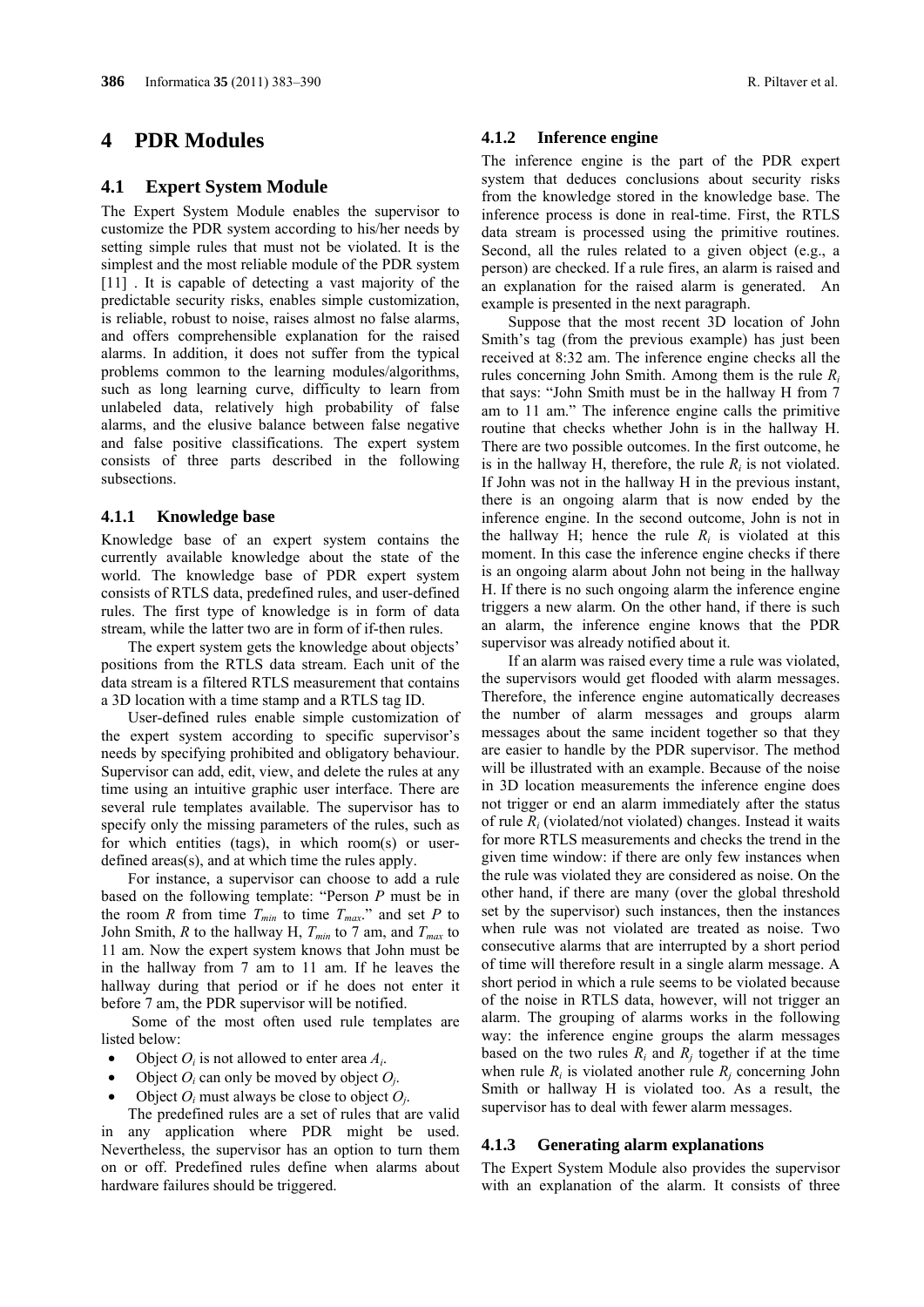# 4 PDR Modules

## 4.1 Expert System Module

The Expert System Module enables the supervisor to customize the PDR system according to his/her needs by setting simple rules that must not be violated. It is the simplest and the most reliable module of the PDR system [11] . It is capable of detecting a vast majority of the predictable security risks, enables simple customization, is reliable, robust to noise, raises almost no false alarms, and offers comprehensible explanation for the raised alarms. In addition, it does not suffer from the typical problems common to the learning modules/algorithms, such as long learning curve, difficulty to learn from unlabeled data, relatively high probability of false alarms, and the elusive balance between false negative and false positive classifications. The expert system consists of three parts described in the following subsections.

### 4.1.1 Knowledge base

Knowledge base of an expert system contains the currently available knowledge about the state of the world. The knowledge base of PDR expert system consists of RTLS data, predefined rules, and user-defined rules. The first type of knowledge is in form of data stream, while the latter two are in form of if-then rules.

The expert system gets the knowledge about objects' positions from the RTLS data stream. Each unit of the data stream is a filtered RTLS measurement that contains a 3D location with a time stamp and a RTLS tag ID.

User-defined rules enable simple customization of the expert system according to specific supervisor's needs by specifying prohibited and obligatory behaviour. Supervisor can add, edit, view, and delete the rules at any time using an intuitive graphic user interface. There are several rule templates available. The supervisor has to specify only the missing parameters of the rules, such as for which entities (tags), in which room(s) or user-defined areas(s), and at which time the rules apply.

For instance, a supervisor can choose to add a rule based on the following template: "Person *P* must be in the room *R* from time $T_{min}$ to time $T_{max}$." and set *P* to John Smith, *R* to the hallway H, $T_{min}$ to 7 am, and $T_{max}$ to 11 am. Now the expert system knows that John must be in the hallway from 7 am to 11 am. If he leaves the hallway during that period or if he does not enter it before 7 am, the PDR supervisor will be notified.

Some of the most often used rule templates are listed below:

- Object $O_i$ is not allowed to enter area $A_i$.
- Object $O_i$ can only be moved by object $O_j$.
- Object $O_i$ must always be close to object $O_j$.

The predefined rules are a set of rules that are valid in any application where PDR might be used. Nevertheless, the supervisor has an option to turn them on or off. Predefined rules define when alarms about hardware failures should be triggered.

### 4.1.2 Inference engine

The inference engine is the part of the PDR expert system that deduces conclusions about security risks from the knowledge stored in the knowledge base. The inference process is done in real-time. First, the RTLS data stream is processed using the primitive routines. Second, all the rules related to a given object (e.g., a person) are checked. If a rule fires, an alarm is raised and an explanation for the raised alarm is generated. An example is presented in the next paragraph.

Suppose that the most recent 3D location of John Smith's tag (from the previous example) has just been received at 8:32 am. The inference engine checks all the rules concerning John Smith. Among them is the rule $R_i$ that says: "John Smith must be in the hallway H from 7 am to 11 am." The inference engine calls the primitive routine that checks whether John is in the hallway H. There are two possible outcomes. In the first outcome, he is in the hallway H, therefore, the rule $R_i$ is not violated. If John was not in the hallway H in the previous instant, there is an ongoing alarm that is now ended by the inference engine. In the second outcome, John is not in the hallway H; hence the rule $R_i$ is violated at this moment. In this case the inference engine checks if there is an ongoing alarm about John not being in the hallway H. If there is no such ongoing alarm the inference engine triggers a new alarm. On the other hand, if there is such an alarm, the inference engine knows that the PDR supervisor was already notified about it.

If an alarm was raised every time a rule was violated, the supervisors would get flooded with alarm messages. Therefore, the inference engine automatically decreases the number of alarm messages and groups alarm messages about the same incident together so that they are easier to handle by the PDR supervisor. The method will be illustrated with an example. Because of the noise in 3D location measurements the inference engine does not trigger or end an alarm immediately after the status of rule $R_i$ (violated/not violated) changes. Instead it waits for more RTLS measurements and checks the trend in the given time window: if there are only few instances when the rule was violated they are considered as noise. On the other hand, if there are many (over the global threshold set by the supervisor) such instances, then the instances when rule was not violated are treated as noise. Two consecutive alarms that are interrupted by a short period of time will therefore result in a single alarm message. A short period in which a rule seems to be violated because of the noise in RTLS data, however, will not trigger an alarm. The grouping of alarms works in the following way: the inference engine groups the alarm messages based on the two rules $R_i$ and $R_j$ together if at the time when rule $R_i$ is violated another rule $R_j$ concerning John Smith or hallway H is violated too. As a result, the supervisor has to deal with fewer alarm messages.

### 4.1.3 Generating alarm explanations

The Expert System Module also provides the supervisor with an explanation of the alarm. It consists of three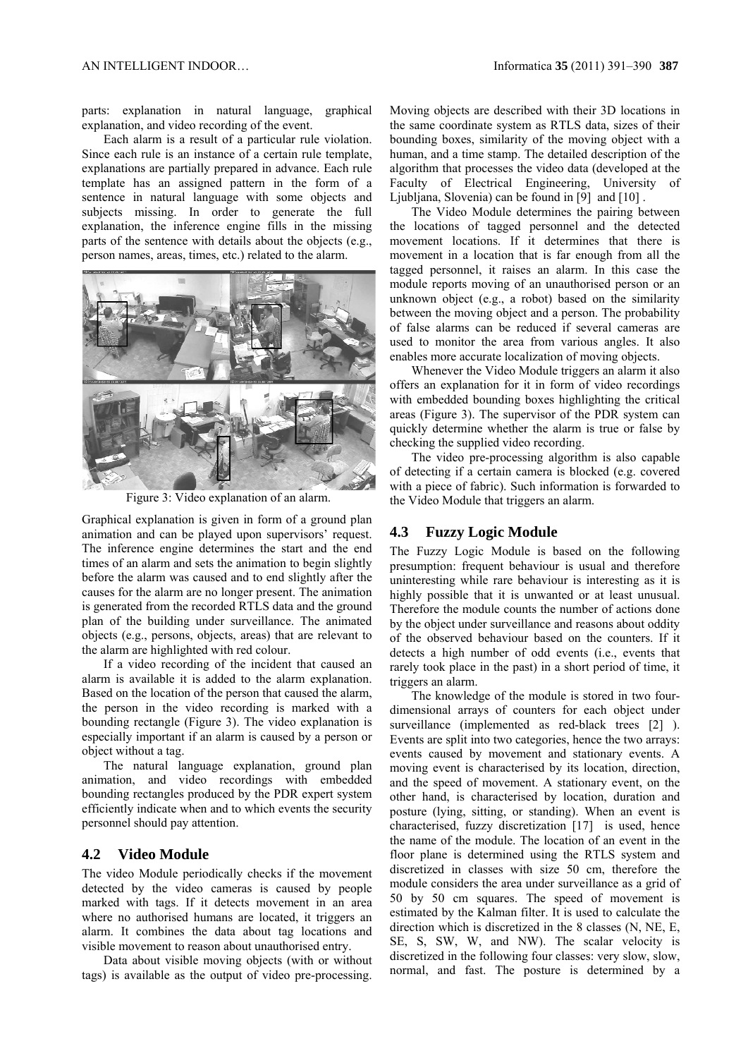parts: explanation in natural language, graphical explanation, and video recording of the event.

Each alarm is a result of a particular rule violation. Since each rule is an instance of a certain rule template, explanations are partially prepared in advance. Each rule template has an assigned pattern in the form of a sentence in natural language with some objects and subjects missing. In order to generate the full explanation, the inference engine fills in the missing parts of the sentence with details about the objects (e.g., person names, areas, times, etc.) related to the alarm.

Figure 3: Video explanation of an alarm.

Graphical explanation is given in form of a ground plan animation and can be played upon supervisors' request. The inference engine determines the start and the end times of an alarm and sets the animation to begin slightly before the alarm was caused and to end slightly after the causes for the alarm are no longer present. The animation is generated from the recorded RTLS data and the ground plan of the building under surveillance. The animated objects (e.g., persons, objects, areas) that are relevant to the alarm are highlighted with red colour.

If a video recording of the incident that caused an alarm is available it is added to the alarm explanation. Based on the location of the person that caused the alarm, the person in the video recording is marked with a bounding rectangle (Figure 3). The video explanation is especially important if an alarm is caused by a person or object without a tag.

The natural language explanation, ground plan animation, and video recordings with embedded bounding rectangles produced by the PDR expert system efficiently indicate when and to which events the security personnel should pay attention.

## 4.2 Video Module

The video Module periodically checks if the movement detected by the video cameras is caused by people marked with tags. If it detects movement in an area where no authorised humans are located, it triggers an alarm. It combines the data about tag locations and visible movement to reason about unauthorised entry.

Data about visible moving objects (with or without tags) is available as the output of video pre-processing. Moving objects are described with their 3D locations in the same coordinate system as RTLS data, sizes of their bounding boxes, similarity of the moving object with a human, and a time stamp. The detailed description of the algorithm that processes the video data (developed at the Faculty of Electrical Engineering, University of Ljubljana, Slovenia) can be found in [9] and [10] .

The Video Module determines the pairing between the locations of tagged personnel and the detected movement locations. If it determines that there is movement in a location that is far enough from all the tagged personnel, it raises an alarm. In this case the module reports moving of an unauthorised person or an unknown object (e.g., a robot) based on the similarity between the moving object and a person. The probability of false alarms can be reduced if several cameras are used to monitor the area from various angles. It also enables more accurate localization of moving objects.

Whenever the Video Module triggers an alarm it also offers an explanation for it in form of video recordings with embedded bounding boxes highlighting the critical areas (Figure 3). The supervisor of the PDR system can quickly determine whether the alarm is true or false by checking the supplied video recording.

The video pre-processing algorithm is also capable of detecting if a certain camera is blocked (e.g. covered with a piece of fabric). Such information is forwarded to the Video Module that triggers an alarm.

## 4.3 Fuzzy Logic Module

The Fuzzy Logic Module is based on the following presumption: frequent behaviour is usual and therefore uninteresting while rare behaviour is interesting as it is highly possible that it is unwanted or at least unusual. Therefore the module counts the number of actions done by the object under surveillance and reasons about oddity of the observed behaviour based on the counters. If it detects a high number of odd events (i.e., events that rarely took place in the past) in a short period of time, it triggers an alarm.

The knowledge of the module is stored in two four-dimensional arrays of counters for each object under surveillance (implemented as red-black trees [2] ). Events are split into two categories, hence the two arrays: events caused by movement and stationary events. A moving event is characterised by its location, direction, and the speed of movement. A stationary event, on the other hand, is characterised by location, duration and posture (lying, sitting, or standing). When an event is characterised, fuzzy discretization [17] is used, hence the name of the module. The location of an event in the floor plane is determined using the RTLS system and discretized in classes with size 50 cm, therefore the module considers the area under surveillance as a grid of 50 by 50 cm squares. The speed of movement is estimated by the Kalman filter. It is used to calculate the direction which is discretized in the 8 classes (N, NE, E, SE, S, SW, W, and NW). The scalar velocity is discretized in the following four classes: very slow, slow, normal, and fast. The posture is determined by a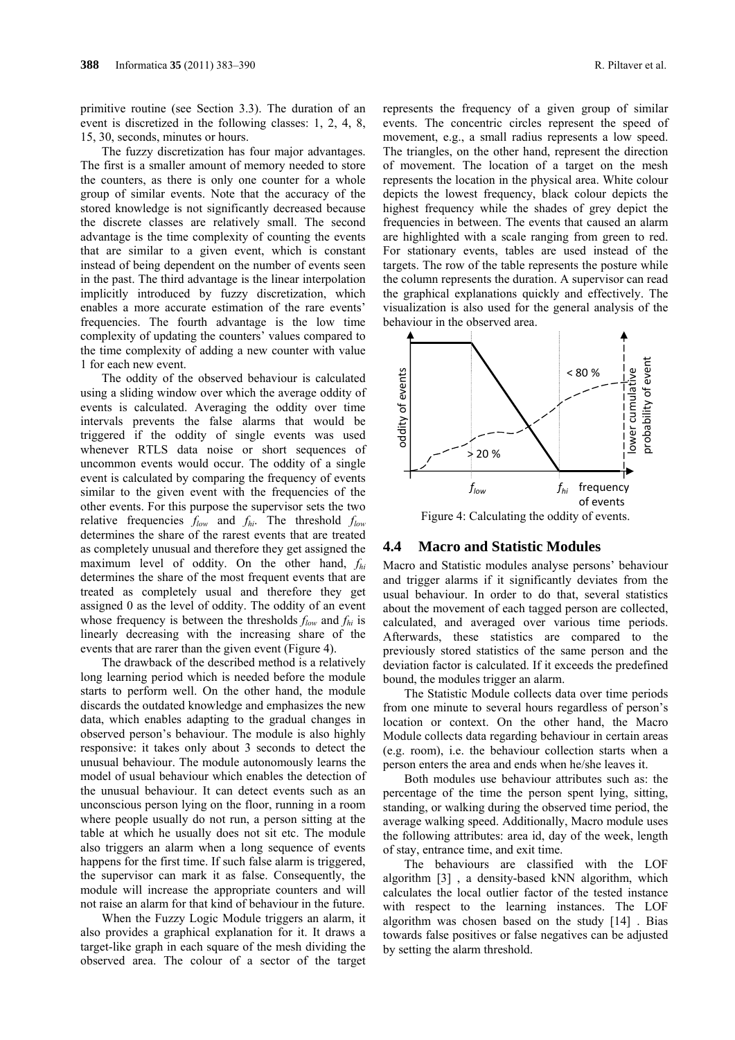primitive routine (see Section 3.3). The duration of an event is discretized in the following classes: 1, 2, 4, 8, 15, 30, seconds, minutes or hours.

The fuzzy discretization has four major advantages. The first is a smaller amount of memory needed to store the counters, as there is only one counter for a whole group of similar events. Note that the accuracy of the stored knowledge is not significantly decreased because the discrete classes are relatively small. The second advantage is the time complexity of counting the events that are similar to a given event, which is constant instead of being dependent on the number of events seen in the past. The third advantage is the linear interpolation implicitly introduced by fuzzy discretization, which enables a more accurate estimation of the rare events' frequencies. The fourth advantage is the low time complexity of updating the counters' values compared to the time complexity of adding a new counter with value 1 for each new event.

The oddity of the observed behaviour is calculated using a sliding window over which the average oddity of events is calculated. Averaging the oddity over time intervals prevents the false alarms that would be triggered if the oddity of single events was used whenever RTLS data noise or short sequences of uncommon events would occur. The oddity of a single event is calculated by comparing the frequency of events similar to the given event with the frequencies of the other events. For this purpose the supervisor sets the two relative frequencies $f_{low}$ and $f_{hi}$. The threshold $f_{low}$ determines the share of the rarest events that are treated as completely unusual and therefore they get assigned the maximum level of oddity. On the other hand, $f_{hi}$ determines the share of the most frequent events that are treated as completely usual and therefore they get assigned 0 as the level of oddity. The oddity of an event whose frequency is between the thresholds $f_{low}$ and $f_{hi}$ is linearly decreasing with the increasing share of the events that are rarer than the given event (Figure 4).

The drawback of the described method is a relatively long learning period which is needed before the module starts to perform well. On the other hand, the module discards the outdated knowledge and emphasizes the new data, which enables adapting to the gradual changes in observed person's behaviour. The module is also highly responsive: it takes only about 3 seconds to detect the unusual behaviour. The module autonomously learns the model of usual behaviour which enables the detection of the unusual behaviour. It can detect events such as an unconscious person lying on the floor, running in a room where people usually do not run, a person sitting at the table at which he usually does not sit etc. The module also triggers an alarm when a long sequence of events happens for the first time. If such false alarm is triggered, the supervisor can mark it as false. Consequently, the module will increase the appropriate counters and will not raise an alarm for that kind of behaviour in the future.

When the Fuzzy Logic Module triggers an alarm, it also provides a graphical explanation for it. It draws a target-like graph in each square of the mesh dividing the observed area. The colour of a sector of the target represents the frequency of a given group of similar events. The concentric circles represent the speed of movement, e.g., a small radius represents a low speed. The triangles, on the other hand, represent the direction of movement. The location of a target on the mesh represents the location in the physical area. White colour depicts the lowest frequency, black colour depicts the highest frequency while the shades of grey depict the frequencies in between. The events that caused an alarm are highlighted with a scale ranging from green to red. For stationary events, tables are used instead of the targets. The row of the table represents the posture while the column represents the duration. A supervisor can read the graphical explanations quickly and effectively. The visualization is also used for the general analysis of the behaviour in the observed area.

Figure 4: Calculating the oddity of events.

## 4.4 Macro and Statistic Modules

Macro and Statistic modules analyse persons' behaviour and trigger alarms if it significantly deviates from the usual behaviour. In order to do that, several statistics about the movement of each tagged person are collected, calculated, and averaged over various time periods. Afterwards, these statistics are compared to the previously stored statistics of the same person and the deviation factor is calculated. If it exceeds the predefined bound, the modules trigger an alarm.

The Statistic Module collects data over time periods from one minute to several hours regardless of person's location or context. On the other hand, the Macro Module collects data regarding behaviour in certain areas (e.g. room), i.e. the behaviour collection starts when a person enters the area and ends when he/she leaves it.

Both modules use behaviour attributes such as: the percentage of the time the person spent lying, sitting, standing, or walking during the observed time period, the average walking speed. Additionally, Macro module uses the following attributes: area id, day of the week, length of stay, entrance time, and exit time.

The behaviours are classified with the LOF algorithm [3] , a density-based kNN algorithm, which calculates the local outlier factor of the tested instance with respect to the learning instances. The LOF algorithm was chosen based on the study [14] . Bias towards false positives or false negatives can be adjusted by setting the alarm threshold.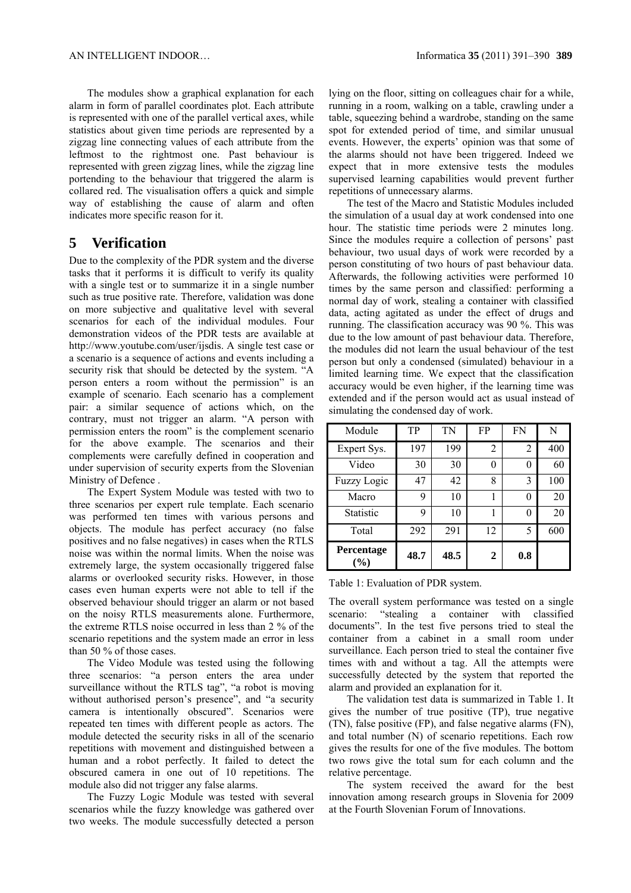The modules show a graphical explanation for each alarm in form of parallel coordinates plot. Each attribute is represented with one of the parallel vertical axes, while statistics about given time periods are represented by a zigzag line connecting values of each attribute from the leftmost to the rightmost one. Past behaviour is represented with green zigzag lines, while the zigzag line portending to the behaviour that triggered the alarm is collared red. The visualisation offers a quick and simple way of establishing the cause of alarm and often indicates more specific reason for it.

## 5 Verification

Due to the complexity of the PDR system and the diverse tasks that it performs it is difficult to verify its quality with a single test or to summarize it in a single number such as true positive rate. Therefore, validation was done on more subjective and qualitative level with several scenarios for each of the individual modules. Four demonstration videos of the PDR tests are available at http://www.youtube.com/user/ijsdis. A single test case or a scenario is a sequence of actions and events including a security risk that should be detected by the system. "A person enters a room without the permission" is an example of scenario. Each scenario has a complement pair: a similar sequence of actions which, on the contrary, must not trigger an alarm. "A person with permission enters the room" is the complement scenario for the above example. The scenarios and their complements were carefully defined in cooperation and under supervision of security experts from the Slovenian Ministry of Defence .

The Expert System Module was tested with two to three scenarios per expert rule template. Each scenario was performed ten times with various persons and objects. The module has perfect accuracy (no false positives and no false negatives) in cases when the RTLS noise was within the normal limits. When the noise was extremely large, the system occasionally triggered false alarms or overlooked security risks. However, in those cases even human experts were not able to tell if the observed behaviour should trigger an alarm or not based on the noisy RTLS measurements alone. Furthermore, the extreme RTLS noise occurred in less than 2 % of the scenario repetitions and the system made an error in less than 50 % of those cases.

The Video Module was tested using the following three scenarios: "a person enters the area under surveillance without the RTLS tag", "a robot is moving without authorised person's presence", and "a security camera is intentionally obscured". Scenarios were repeated ten times with different people as actors. The module detected the security risks in all of the scenario repetitions with movement and distinguished between a human and a robot perfectly. It failed to detect the obscured camera in one out of 10 repetitions. The module also did not trigger any false alarms.

The Fuzzy Logic Module was tested with several scenarios while the fuzzy knowledge was gathered over two weeks. The module successfully detected a person lying on the floor, sitting on colleagues chair for a while, running in a room, walking on a table, crawling under a table, squeezing behind a wardrobe, standing on the same spot for extended period of time, and similar unusual events. However, the experts' opinion was that some of the alarms should not have been triggered. Indeed we expect that in more extensive tests the modules supervised learning capabilities would prevent further repetitions of unnecessary alarms.

The test of the Macro and Statistic Modules included the simulation of a usual day at work condensed into one hour. The statistic time periods were 2 minutes long. Since the modules require a collection of persons' past behaviour, two usual days of work were recorded by a person constituting of two hours of past behaviour data. Afterwards, the following activities were performed 10 times by the same person and classified: performing a normal day of work, stealing a container with classified data, acting agitated as under the effect of drugs and running. The classification accuracy was 90 %. This was due to the low amount of past behaviour data. Therefore, the modules did not learn the usual behaviour of the test person but only a condensed (simulated) behaviour in a limited learning time. We expect that the classification accuracy would be even higher, if the learning time was extended and if the person would act as usual instead of simulating the condensed day of work.

| Module | TP | TN | FP | FN | N |
|---|---|---|---|---|---|
| Expert Sys. | 197 | 199 | 2 | 2 | 400 |
| Video | 30 | 30 | 0 | 0 | 60 |
| Fuzzy Logic | 47 | 42 | 8 | 3 | 100 |
| Macro | 9 | 10 | 1 | 0 | 20 |
| Statistic | 9 | 10 | 1 | 0 | 20 |
| Total | 292 | 291 | 12 | 5 | 600 |
| **Percentage (%)** | **48.7** | **48.5** | **2** | **0.8** | |

Table 1: Evaluation of PDR system.

The overall system performance was tested on a single scenario: "stealing a container with classified documents". In the test five persons tried to steal the container from a cabinet in a small room under surveillance. Each person tried to steal the container five times with and without a tag. All the attempts were successfully detected by the system that reported the alarm and provided an explanation for it.

The validation test data is summarized in Table 1. It gives the number of true positive (TP), true negative (TN), false positive (FP), and false negative alarms (FN), and total number (N) of scenario repetitions. Each row gives the results for one of the five modules. The bottom two rows give the total sum for each column and the relative percentage.

The system received the award for the best innovation among research groups in Slovenia for 2009 at the Fourth Slovenian Forum of Innovations.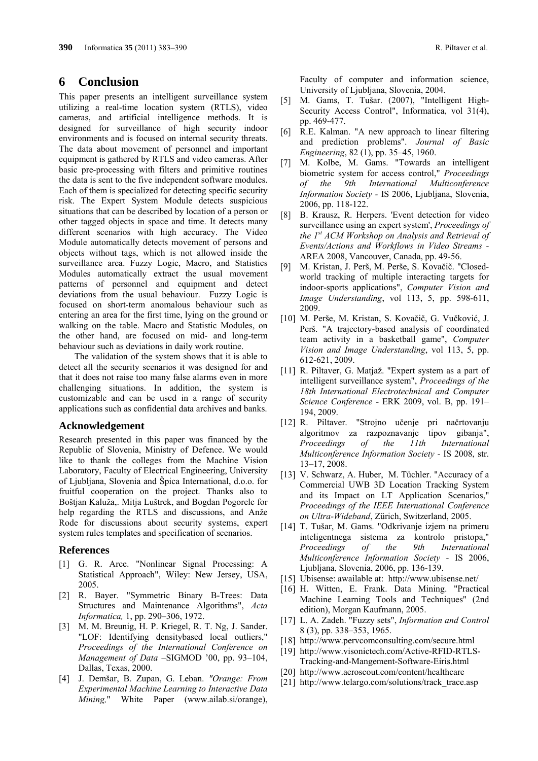# 6 Conclusion

This paper presents an intelligent surveillance system utilizing a real-time location system (RTLS), video cameras, and artificial intelligence methods. It is designed for surveillance of high security indoor environments and is focused on internal security threats. The data about movement of personnel and important equipment is gathered by RTLS and video cameras. After basic pre-processing with filters and primitive routines the data is sent to the five independent software modules. Each of them is specialized for detecting specific security risk. The Expert System Module detects suspicious situations that can be described by location of a person or other tagged objects in space and time. It detects many different scenarios with high accuracy. The Video Module automatically detects movement of persons and objects without tags, which is not allowed inside the surveillance area. Fuzzy Logic, Macro, and Statistics Modules automatically extract the usual movement patterns of personnel and equipment and detect deviations from the usual behaviour. Fuzzy Logic is focused on short-term anomalous behaviour such as entering an area for the first time, lying on the ground or walking on the table. Macro and Statistic Modules, on the other hand, are focused on mid- and long-term behaviour such as deviations in daily work routine.

The validation of the system shows that it is able to detect all the security scenarios it was designed for and that it does not raise too many false alarms even in more challenging situations. In addition, the system is customizable and can be used in a range of security applications such as confidential data archives and banks.

## Acknowledgement

Research presented in this paper was financed by the Republic of Slovenia, Ministry of Defence. We would like to thank the colleges from the Machine Vision Laboratory, Faculty of Electrical Engineering, University of Ljubljana, Slovenia and Špica International, d.o.o. for fruitful cooperation on the project. Thanks also to Boštjan Kaluža,. Mitja Luštrek, and Bogdan Pogorelc for help regarding the RTLS and discussions, and Anže Rode for discussions about security systems, expert system rules templates and specification of scenarios.

## References

[1] G. R. Arce. "Nonlinear Signal Processing: A Statistical Approach", Wiley: New Jersey, USA, 2005.

[2] R. Bayer. "Symmetric Binary B-Trees: Data Structures and Maintenance Algorithms", *Acta Informatica,* 1, pp. 290–306, 1972.

[3] M. M. Breunig, H. P. Kriegel, R. T. Ng, J. Sander. "LOF: Identifying densitybased local outliers," *Proceedings of the International Conference on Management of Data* –SIGMOD '00, pp. 93–104, Dallas, Texas, 2000.

[4] J. Demšar, B. Zupan, G. Leban. *"Orange: From Experimental Machine Learning to Interactive Data Mining,"* White Paper (www.ailab.si/orange), Faculty of computer and information science, University of Ljubljana, Slovenia, 2004.

[5] M. Gams, T. Tušar. (2007), "Intelligent High-Security Access Control", Informatica, vol 31(4), pp. 469-477.

[6] R.E. Kalman. "A new approach to linear filtering and prediction problems". *Journal of Basic Engineering*, 82 (1), pp. 35–45, 1960.

[7] M. Kolbe, M. Gams. "Towards an intelligent biometric system for access control," *Proceedings of the 9th International Multiconference Information Society* - IS 2006, Ljubljana, Slovenia, 2006, pp. 118-122.

[8] B. Krausz, R. Herpers. 'Event detection for video surveillance using an expert system', *Proceedings of the 1st ACM Workshop on Analysis and Retrieval of Events/Actions and Workflows in Video Streams* - AREA 2008, Vancouver, Canada, pp. 49-56.

[9] M. Kristan, J. Perš, M. Perše, S. Kovačič. "Closed-world tracking of multiple interacting targets for indoor-sports applications", *Computer Vision and Image Understanding*, vol 113, 5, pp. 598-611, 2009.

[10] M. Perše, M. Kristan, S. Kovačič, G. Vučković, J. Perš. "A trajectory-based analysis of coordinated team activity in a basketball game", *Computer Vision and Image Understanding*, vol 113, 5, pp. 612-621, 2009.

[11] R. Piltaver, G. Matjaž. "Expert system as a part of intelligent surveillance system", *Proceedings of the 18th International Electrotechnical and Computer Science Conference* - ERK 2009, vol. B, pp. 191–194, 2009.

[12] R. Piltaver. "Strojno učenje pri načrtovanju algoritmov za razpoznavanje tipov gibanja", *Proceedings of the 11th International Multiconference Information Society* - IS 2008, str. 13–17, 2008.

[13] V. Schwarz, A. Huber, M. Tüchler. "Accuracy of a Commercial UWB 3D Location Tracking System and its Impact on LT Application Scenarios," *Proceedings of the IEEE International Conference on Ultra-Wideband*, Zürich, Switzerland, 2005.

[14] T. Tušar, M. Gams. "Odkrivanje izjem na primeru inteligentnega sistema za kontrolo pristopa," *Proceedings of the 9th International Multiconference Information Society* - IS 2006, Ljubljana, Slovenia, 2006, pp. 136-139.

[15] Ubisense: available at: http://www.ubisense.net/

[16] H. Witten, E. Frank. Data Mining. "Practical Machine Learning Tools and Techniques" (2nd edition), Morgan Kaufmann, 2005.

[17] L. A. Zadeh. "Fuzzy sets", *Information and Control* 8 (3), pp. 338–353, 1965.

[18] http://www.pervcomconsulting.com/secure.html

[19] http://www.visonictech.com/Active-RFID-RTLS-Tracking-and-Mangement-Software-Eiris.html

[20] http://www.aeroscout.com/content/healthcare

[21] http://www.telargo.com/solutions/track_trace.asp